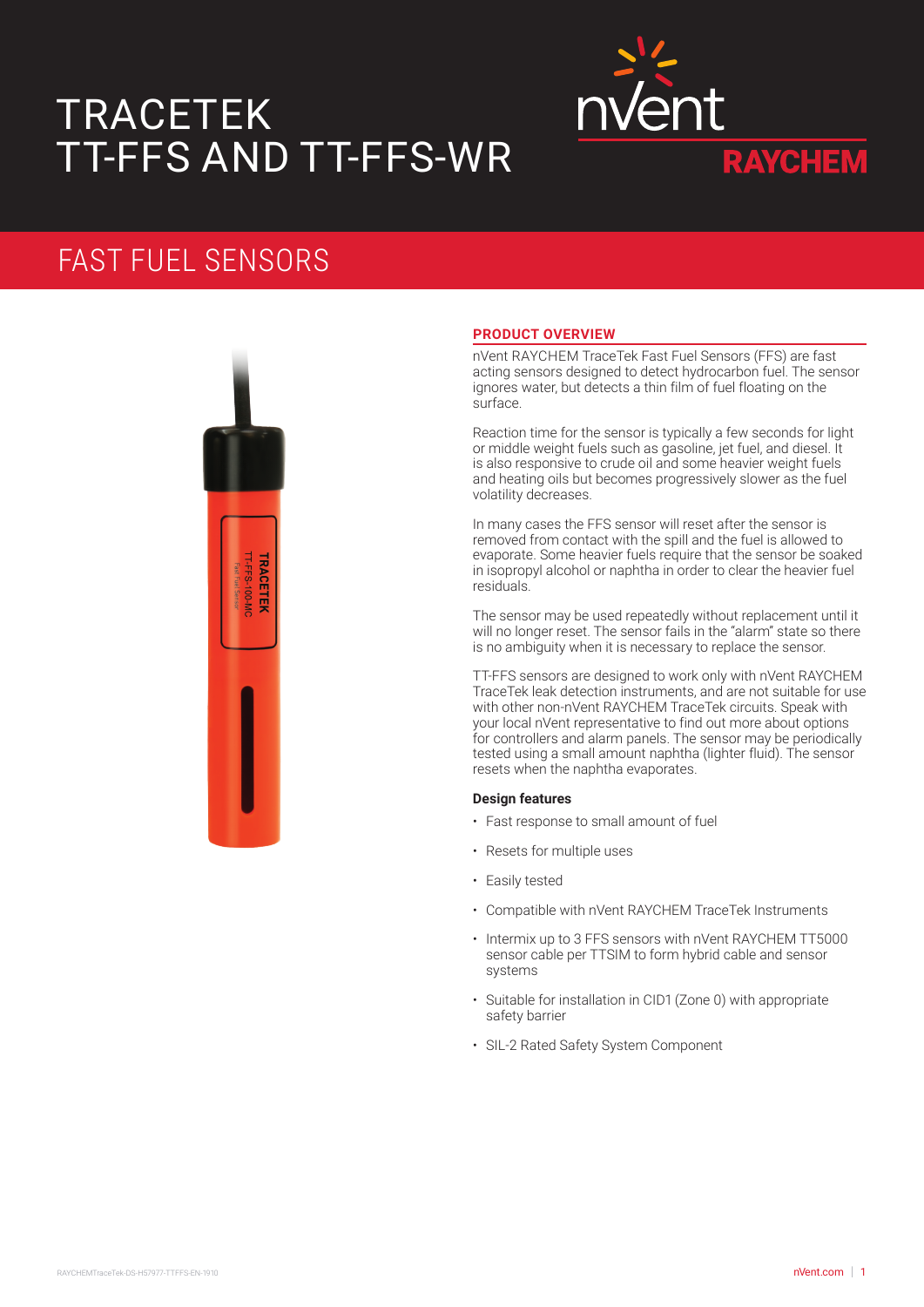# TRACETEK TT-FFS AND TT-FFS-WR

## FAST FUEL SENSORS

### PRODUCT OVERVIEW

nVent RAYCHEM TraceTek Fast Fuel Sensors (FFS) are fast acting sensors designed to detect hydrocarbon fuel. The sensor ignores water, but detects a thin film of fuel floating on the surface.

Reaction time for the sensor is typically a few seconds for light or middle weight fuels such as gasoline, jet fuel, and diesel. It is also responsive to crude oil and some heavier weight fuels and heating oils but becomes progressively slower as the fuel volatility decreases.

In many cases the FFS sensor will reset after the sensor is removed from contact with the spill and the fuel is allowed to evaporate. Some heavier fuels require that the sensor be soaked in isopropyl alcohol or naphtha in order to clear the heavier fuel residuals.

The sensor may be used repeatedly without replacement until it will no longer reset. The sensor fails in the "alarm" state so there is no ambiguity when it is necessary to replace the sensor.

TT-FFS sensors are designed to work only with nVent RAYCHEM TraceTek leak detection instruments, and are not suitable for use with other non-nVent RAYCHEM TraceTek circuits. Speak with your local nVent representative to find out more about options for controllers and alarm panels. The sensor may be periodically tested using a small amount naphtha (lighter fluid). The sensor resets when the naphtha evaporates.

**Design features**

- Fast response to small amount of fuel
- Resets for multiple uses
- Easily tested
- Compatible with nVent RAYCHEM TraceTek Instruments
- Intermix up to 3 FFS sensors with nVent RAYCHEM TT5000 sensor cable per TTSIM to form hybrid cable and sensor systems
- Suitable for installation in CID1 (Zone 0) with appropriate safety barrier
- SIL-2 Rated Safety System Component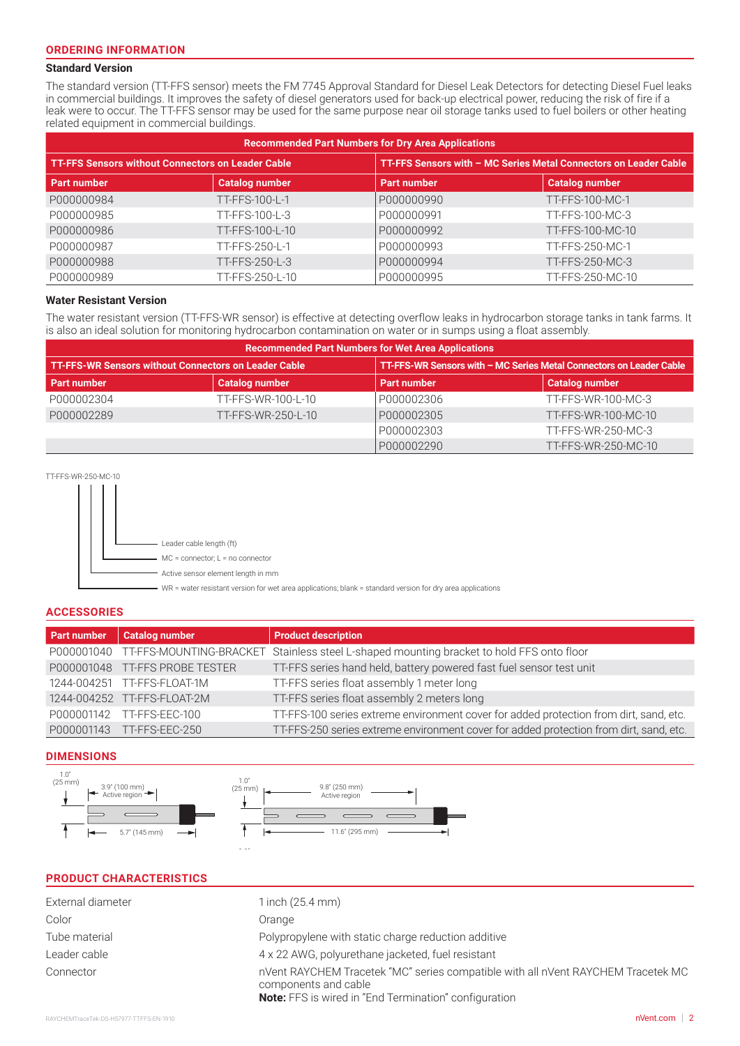## ORDERING INFORMATION

### Standard Version

The standard version (TT-FFS sensor) meets the FM 7745 Approval Standard for Diesel Leak Detectors for detecting Diesel Fuel leaks in commercial buildings. It improves the safety of diesel generators used for back-up electrical power, reducing the risk of fire if a leak were to occur. The TT-FFS sensor may be used for the same purpose near oil storage tanks used to fuel boilers or other heating related equipment in commercial buildings.

| Recommended Part Numbers for Dry Area Applications | | | |
|---|---|---|---|
| **TT-FFS Sensors without Connectors on Leader Cable** | | **TT-FFS Sensors with – MC Series Metal Connectors on Leader Cable** | |
| **Part number** | **Catalog number** | **Part number** | **Catalog number** |
| P000000984 | TT-FFS-100-L-1 | P000000990 | TT-FFS-100-MC-1 |
| P000000985 | TT-FFS-100-L-3 | P000000991 | TT-FFS-100-MC-3 |
| P000000986 | TT-FFS-100-L-10 | P000000992 | TT-FFS-100-MC-10 |
| P000000987 | TT-FFS-250-L-1 | P000000993 | TT-FFS-250-MC-1 |
| P000000988 | TT-FFS-250-L-3 | P000000994 | TT-FFS-250-MC-3 |
| P000000989 | TT-FFS-250-L-10 | P000000995 | TT-FFS-250-MC-10 |

### Water Resistant Version

The water resistant version (TT-FFS-WR sensor) is effective at detecting overflow leaks in hydrocarbon storage tanks in tank farms. It is also an ideal solution for monitoring hydrocarbon contamination on water or in sumps using a float assembly.

| Recommended Part Numbers for Wet Area Applications | | | |
|---|---|---|---|
| **TT-FFS-WR Sensors without Connectors on Leader Cable** | | **TT-FFS-WR Sensors with – MC Series Metal Connectors on Leader Cable** | |
| **Part number** | **Catalog number** | **Part number** | **Catalog number** |
| P000002304 | TT-FFS-WR-100-L-10 | P000002306 | TT-FFS-WR-100-MC-3 |
| P000002289 | TT-FFS-WR-250-L-10 | P000002305 | TT-FFS-WR-100-MC-10 |
| | | P000002303 | TT-FFS-WR-250-MC-3 |
| | | P000002290 | TT-FFS-WR-250-MC-10 |

TT-FFS-WR-250-MC-10

- Leader cable length (ft)
- MC = connector; L = no connector
- Active sensor element length in mm
- WR = water resistant version for wet area applications; blank = standard version for dry area applications

## ACCESSORIES

| Part number | Catalog number | Product description |
|---|---|---|
| P000001040 | TT-FFS-MOUNTING-BRACKET | Stainless steel L-shaped mounting bracket to hold FFS onto floor |
| P000001048 | TT-FFS PROBE TESTER | TT-FFS series hand held, battery powered fast fuel sensor test unit |
| 1244-004251 | TT-FFS-FLOAT-1M | TT-FFS series float assembly 1 meter long |
| 1244-004252 | TT-FFS-FLOAT-2M | TT-FFS series float assembly 2 meters long |
| P000001142 | TT-FFS-EEC-100 | TT-FFS-100 series extreme environment cover for added protection from dirt, sand, etc. |
| P000001143 | TT-FFS-EEC-250 | TT-FFS-250 series extreme environment cover for added protection from dirt, sand, etc. |

## DIMENSIONS

1.0" (25 mm) — 3.9" (100 mm) Active region — 5.7" (145 mm)

1.0" (25 mm) — 9.8" (250 mm) Active region — 11.6" (295 mm)

## PRODUCT CHARACTERISTICS

| | |
|---|---|
| External diameter | 1 inch (25.4 mm) |
| Color | Orange |
| Tube material | Polypropylene with static charge reduction additive |
| Leader cable | 4 x 22 AWG, polyurethane jacketed, fuel resistant |
| Connector | nVent RAYCHEM Tracetek "MC" series compatible with all nVent RAYCHEM Tracetek MC components and cable<br>**Note:** FFS is wired in "End Termination" configuration |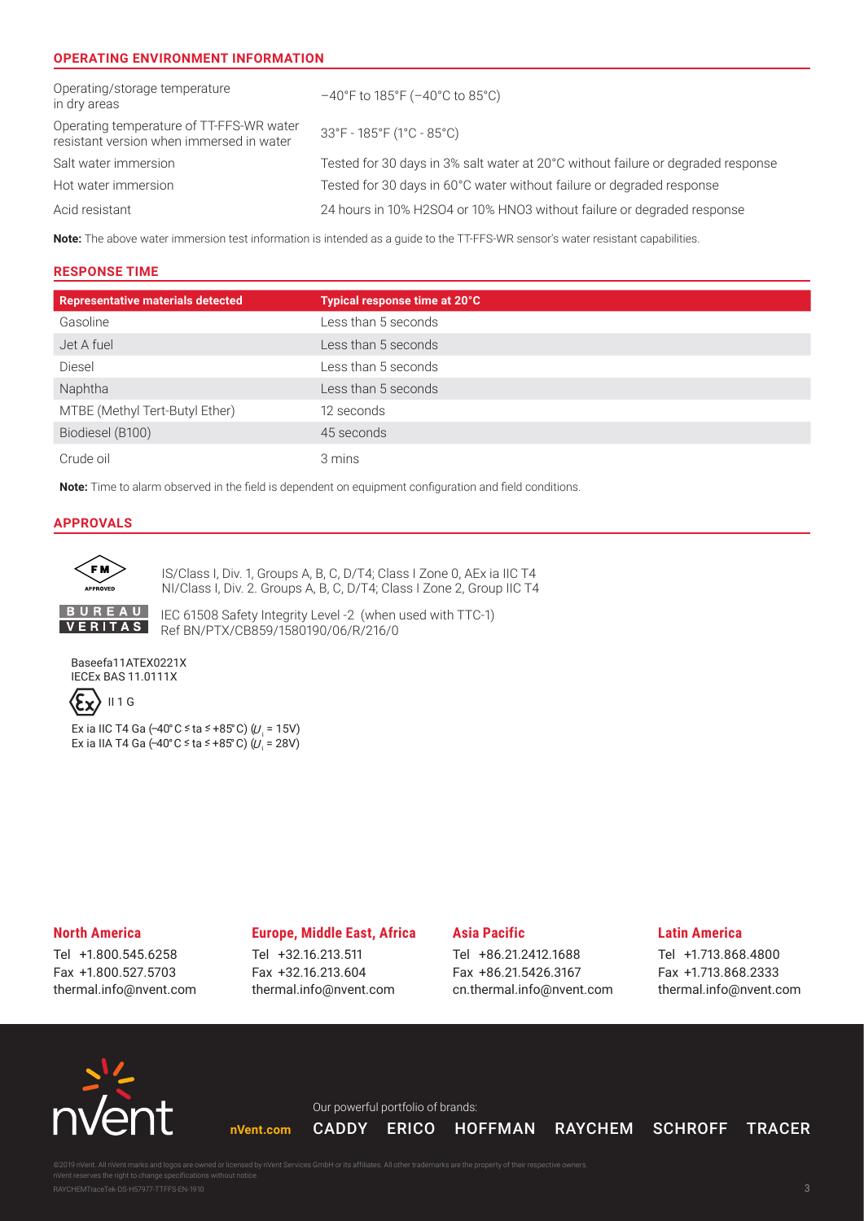## OPERATING ENVIRONMENT INFORMATION

| | |
|---|---|
| Operating/storage temperature in dry areas | –40°F to 185°F (–40°C to 85°C) |
| Operating temperature of TT-FFS-WR water resistant version when immersed in water | 33°F - 185°F (1°C - 85°C) |
| Salt water immersion | Tested for 30 days in 3% salt water at 20°C without failure or degraded response |
| Hot water immersion | Tested for 30 days in 60°C water without failure or degraded response |
| Acid resistant | 24 hours in 10% $H_2SO_4$ or 10% $HNO_3$ without failure or degraded response |

**Note:** The above water immersion test information is intended as a guide to the TT-FFS-WR sensor's water resistant capabilities.

## RESPONSE TIME

| Representative materials detected | Typical response time at 20°C |
|---|---|
| Gasoline | Less than 5 seconds |
| Jet A fuel | Less than 5 seconds |
| Diesel | Less than 5 seconds |
| Naphtha | Less than 5 seconds |
| MTBE (Methyl Tert-Butyl Ether) | 12 seconds |
| Biodiesel (B100) | 45 seconds |
| Crude oil | 3 mins |

**Note:** Time to alarm observed in the field is dependent on equipment configuration and field conditions.

## APPROVALS

FM APPROVED

IS/Class I, Div. 1, Groups A, B, C, D/T4; Class I Zone 0, AEx ia IIC T4
NI/Class I, Div. 2. Groups A, B, C, D/T4; Class I Zone 2, Group IIC T4

BUREAU VERITAS

IEC 61508 Safety Integrity Level -2 (when used with TTC-1)
Ref BN/PTX/CB859/1580190/06/R/216/0

Baseefa11ATEX0221X
IECEx BAS 11.0111X

II 1 G

Ex ia IIC T4 Ga (–40°C ≤ ta ≤ +85°C) ($U_i$ = 15V)
Ex ia IIA T4 Ga (–40°C ≤ ta ≤ +85°C) ($U_i$ = 28V)

**North America**
Tel +1.800.545.6258
Fax +1.800.527.5703
thermal.info@nvent.com

**Europe, Middle East, Africa**
Tel +32.16.213.511
Fax +32.16.213.604
thermal.info@nvent.com

**Asia Pacific**
Tel +86.21.2412.1688
Fax +86.21.5426.3167
cn.thermal.info@nvent.com

**Latin America**
Tel +1.713.868.4800
Fax +1.713.868.2333
thermal.info@nvent.com

nVent

nVent.com

Our powerful portfolio of brands:
CADDY ERICO HOFFMAN RAYCHEM SCHROFF TRACER

©2019 nVent. All nVent marks and logos are owned or licensed by nVent Services GmbH or its affiliates. All other trademarks are the property of their respective owners. nVent reserves the right to change specifications without notice.

RAYCHEMTraceTek-DS-H57977-TTFFS-EN-1910